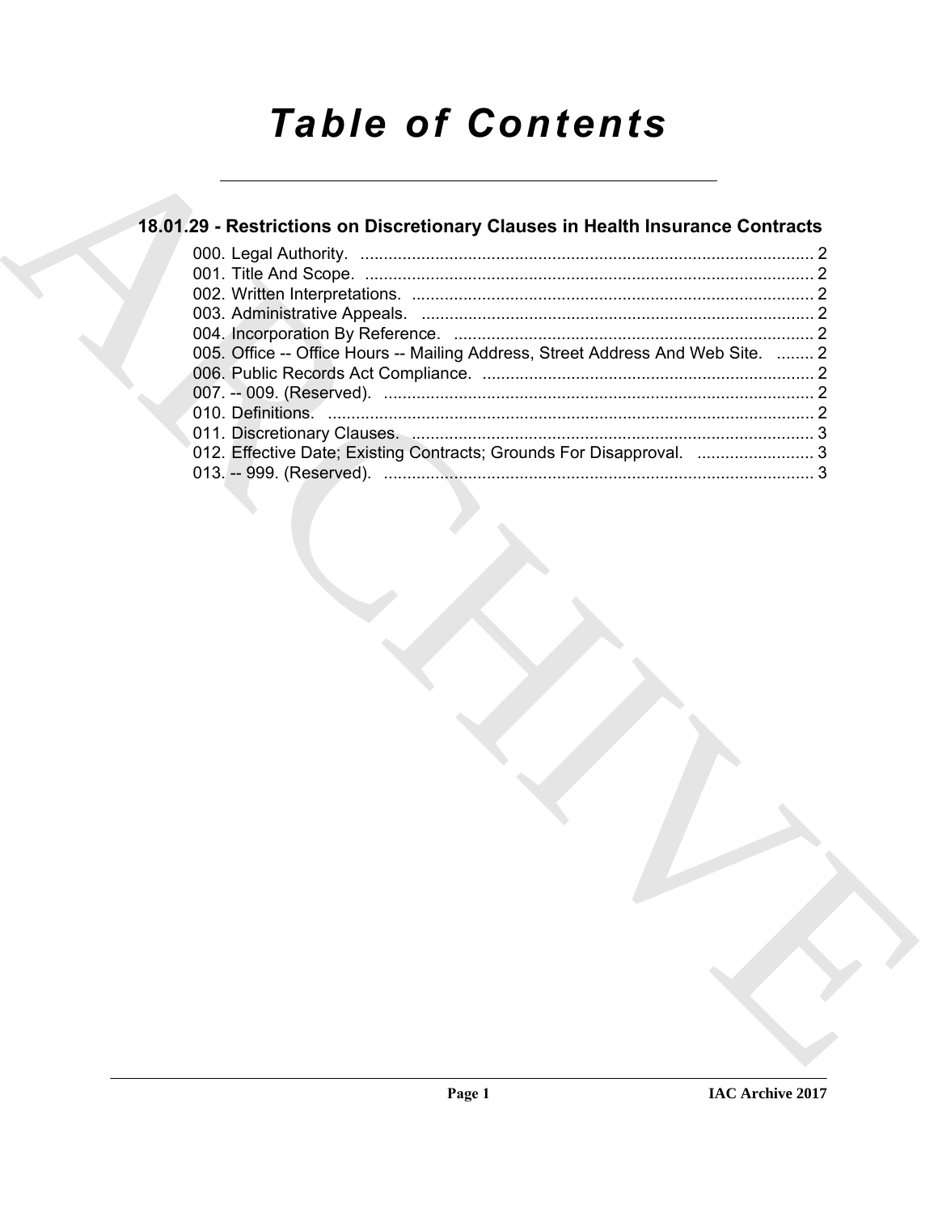# *Table of Contents*

## 18.01.29 - Restrictions on Discretionary Clauses in Health Insurance Contracts

000. Legal Authority. ... 2
001. Title And Scope. ... 2
002. Written Interpretations. ... 2
003. Administrative Appeals. ... 2
004. Incorporation By Reference. ... 2
005. Office -- Office Hours -- Mailing Address, Street Address And Web Site. ... 2
006. Public Records Act Compliance. ... 2
007. -- 009. (Reserved). ... 2
010. Definitions. ... 2
011. Discretionary Clauses. ... 3
012. Effective Date; Existing Contracts; Grounds For Disapproval. ... 3
013. -- 999. (Reserved). ... 3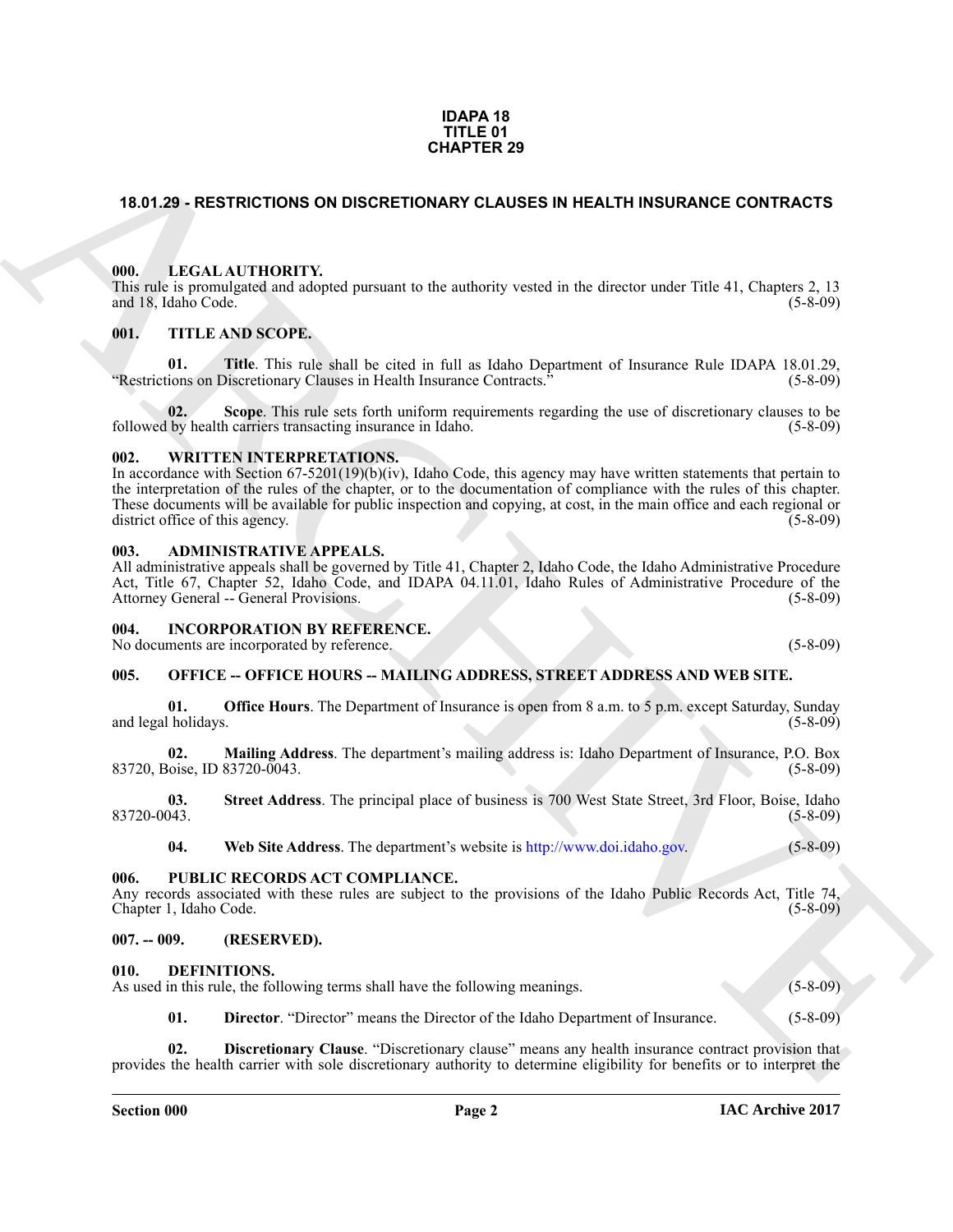**IDAPA 18
TITLE 01
CHAPTER 29**

## 18.01.29 - RESTRICTIONS ON DISCRETIONARY CLAUSES IN HEALTH INSURANCE CONTRACTS

### 000. LEGAL AUTHORITY.

This rule is promulgated and adopted pursuant to the authority vested in the director under Title 41, Chapters 2, 13 and 18, Idaho Code. (5-8-09)

### 001. TITLE AND SCOPE.

**01. Title**. This rule shall be cited in full as Idaho Department of Insurance Rule IDAPA 18.01.29, "Restrictions on Discretionary Clauses in Health Insurance Contracts." (5-8-09)

**02. Scope**. This rule sets forth uniform requirements regarding the use of discretionary clauses to be followed by health carriers transacting insurance in Idaho. (5-8-09)

### 002. WRITTEN INTERPRETATIONS.

In accordance with Section 67-5201(19)(b)(iv), Idaho Code, this agency may have written statements that pertain to the interpretation of the rules of the chapter, or to the documentation of compliance with the rules of this chapter. These documents will be available for public inspection and copying, at cost, in the main office and each regional or district office of this agency. (5-8-09)

### 003. ADMINISTRATIVE APPEALS.

All administrative appeals shall be governed by Title 41, Chapter 2, Idaho Code, the Idaho Administrative Procedure Act, Title 67, Chapter 52, Idaho Code, and IDAPA 04.11.01, Idaho Rules of Administrative Procedure of the Attorney General -- General Provisions. (5-8-09)

### 004. INCORPORATION BY REFERENCE.

No documents are incorporated by reference. (5-8-09)

### 005. OFFICE -- OFFICE HOURS -- MAILING ADDRESS, STREET ADDRESS AND WEB SITE.

**01. Office Hours**. The Department of Insurance is open from 8 a.m. to 5 p.m. except Saturday, Sunday and legal holidays. (5-8-09)

**02. Mailing Address**. The department's mailing address is: Idaho Department of Insurance, P.O. Box 83720, Boise, ID 83720-0043. (5-8-09)

**03. Street Address**. The principal place of business is 700 West State Street, 3rd Floor, Boise, Idaho 83720-0043. (5-8-09)

**04. Web Site Address**. The department's website is http://www.doi.idaho.gov. (5-8-09)

### 006. PUBLIC RECORDS ACT COMPLIANCE.

Any records associated with these rules are subject to the provisions of the Idaho Public Records Act, Title 74, Chapter 1, Idaho Code. (5-8-09)

### 007. -- 009. (RESERVED).

### 010. DEFINITIONS.

As used in this rule, the following terms shall have the following meanings. (5-8-09)

**01. Director**. "Director" means the Director of the Idaho Department of Insurance. (5-8-09)

**02. Discretionary Clause**. "Discretionary clause" means any health insurance contract provision that provides the health carrier with sole discretionary authority to determine eligibility for benefits or to interpret the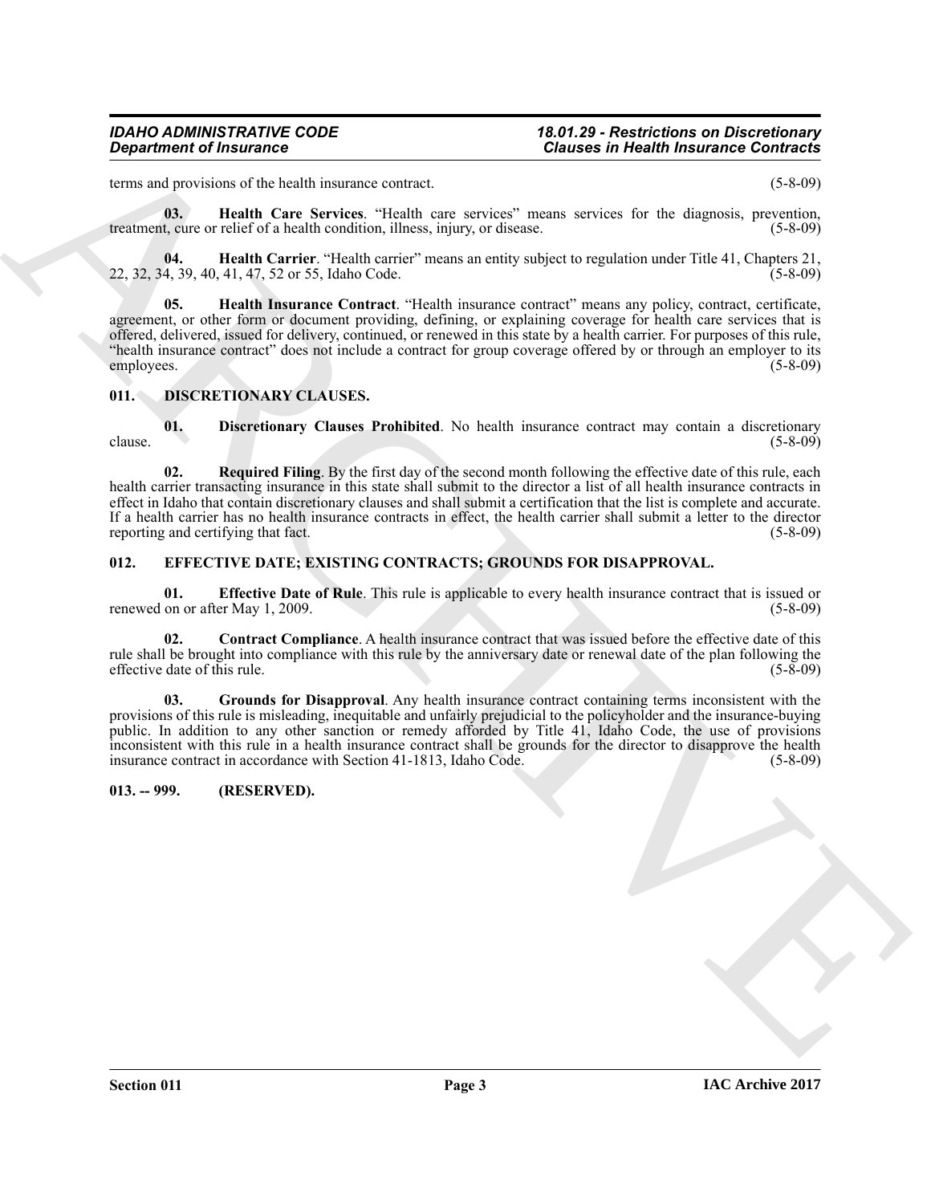terms and provisions of the health insurance contract. (5-8-09)

**03. Health Care Services**. "Health care services" means services for the diagnosis, prevention, treatment, cure or relief of a health condition, illness, injury, or disease. (5-8-09)

**04. Health Carrier**. "Health carrier" means an entity subject to regulation under Title 41, Chapters 21, 22, 32, 34, 39, 40, 41, 47, 52 or 55, Idaho Code. (5-8-09)

**05. Health Insurance Contract**. "Health insurance contract" means any policy, contract, certificate, agreement, or other form or document providing, defining, or explaining coverage for health care services that is offered, delivered, issued for delivery, continued, or renewed in this state by a health carrier. For purposes of this rule, "health insurance contract" does not include a contract for group coverage offered by or through an employer to its employees. (5-8-09)

## 011. DISCRETIONARY CLAUSES.

**01. Discretionary Clauses Prohibited**. No health insurance contract may contain a discretionary clause. (5-8-09)

**02. Required Filing**. By the first day of the second month following the effective date of this rule, each health carrier transacting insurance in this state shall submit to the director a list of all health insurance contracts in effect in Idaho that contain discretionary clauses and shall submit a certification that the list is complete and accurate. If a health carrier has no health insurance contracts in effect, the health carrier shall submit a letter to the director reporting and certifying that fact. (5-8-09)

## 012. EFFECTIVE DATE; EXISTING CONTRACTS; GROUNDS FOR DISAPPROVAL.

**01. Effective Date of Rule**. This rule is applicable to every health insurance contract that is issued or renewed on or after May 1, 2009. (5-8-09)

**02. Contract Compliance**. A health insurance contract that was issued before the effective date of this rule shall be brought into compliance with this rule by the anniversary date or renewal date of the plan following the effective date of this rule. (5-8-09)

**03. Grounds for Disapproval**. Any health insurance contract containing terms inconsistent with the provisions of this rule is misleading, inequitable and unfairly prejudicial to the policyholder and the insurance-buying public. In addition to any other sanction or remedy afforded by Title 41, Idaho Code, the use of provisions inconsistent with this rule in a health insurance contract shall be grounds for the director to disapprove the health insurance contract in accordance with Section 41-1813, Idaho Code. (5-8-09)

## 013. -- 999. (RESERVED).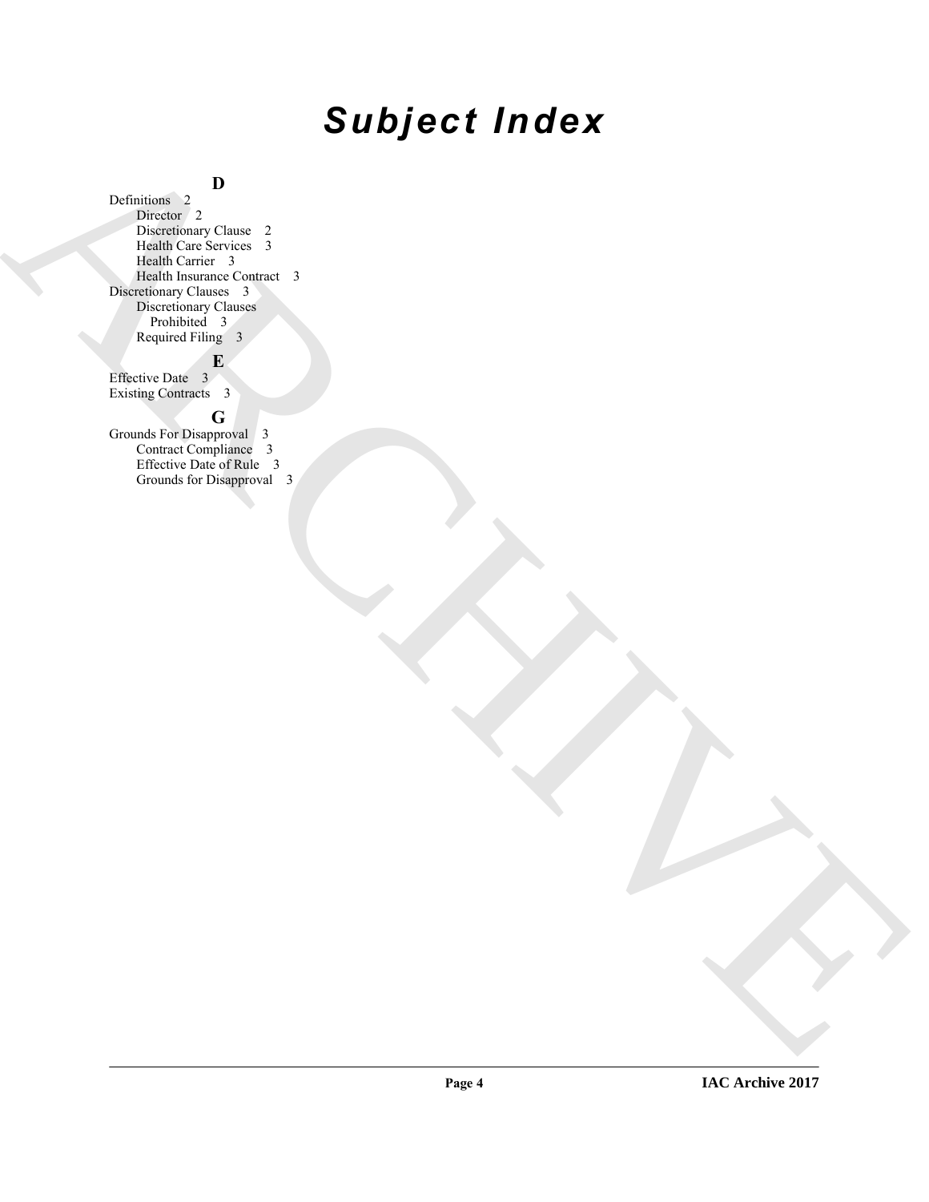# *Subject Index*

**D**

Definitions 2
- Director 2
- Discretionary Clause 2
- Health Care Services 3
- Health Carrier 3
- Health Insurance Contract 3

Discretionary Clauses 3
- Discretionary Clauses Prohibited 3
- Required Filing 3

**E**

Effective Date 3

Existing Contracts 3

**G**

Grounds For Disapproval 3
- Contract Compliance 3
- Effective Date of Rule 3
- Grounds for Disapproval 3